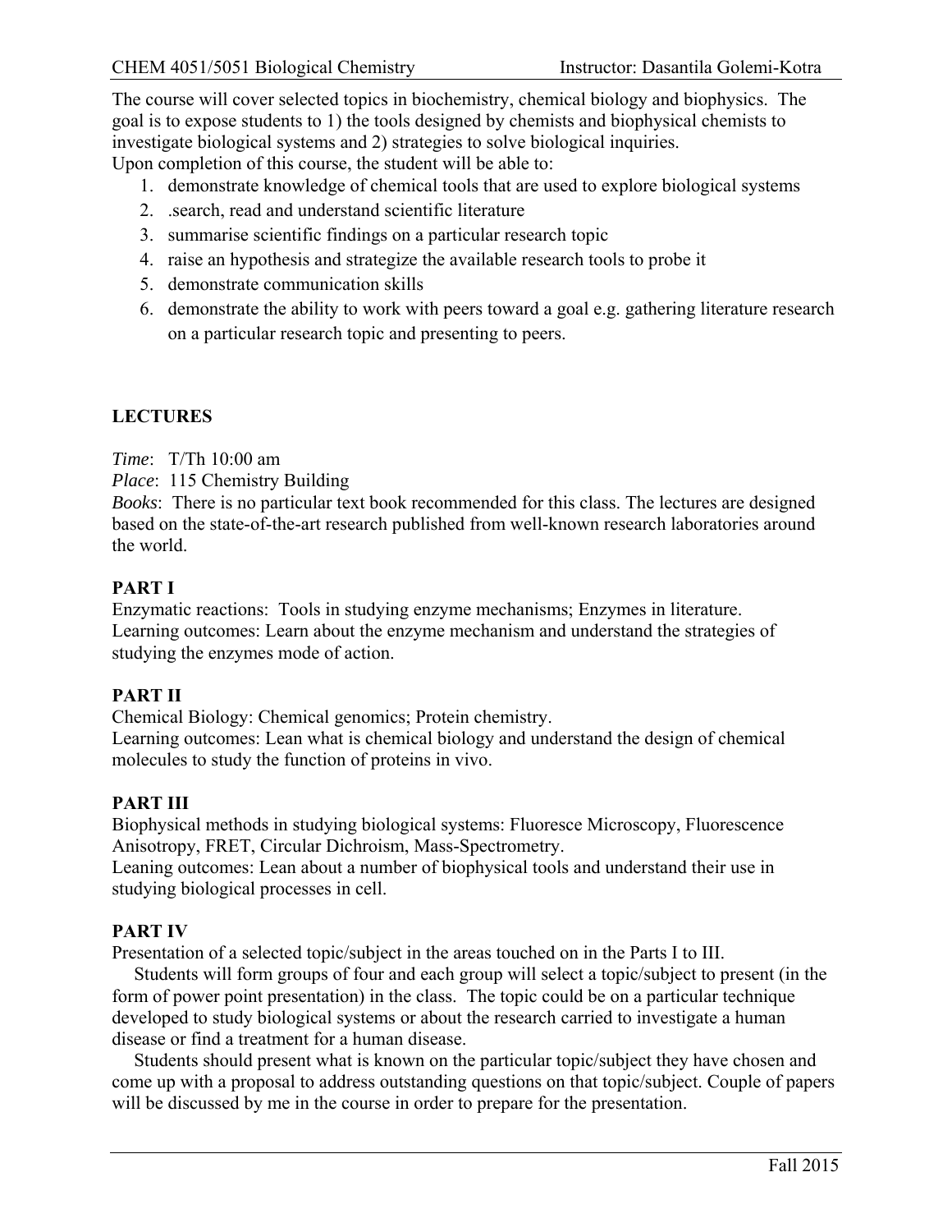The course will cover selected topics in biochemistry, chemical biology and biophysics. The goal is to expose students to 1) the tools designed by chemists and biophysical chemists to investigate biological systems and 2) strategies to solve biological inquiries.
Upon completion of this course, the student will be able to:

1. demonstrate knowledge of chemical tools that are used to explore biological systems
2. .search, read and understand scientific literature
3. summarise scientific findings on a particular research topic
4. raise an hypothesis and strategize the available research tools to probe it
5. demonstrate communication skills
6. demonstrate the ability to work with peers toward a goal e.g. gathering literature research on a particular research topic and presenting to peers.

## LECTURES

*Time*: T/Th 10:00 am
*Place*: 115 Chemistry Building
*Books*: There is no particular text book recommended for this class. The lectures are designed based on the state-of-the-art research published from well-known research laboratories around the world.

### PART I

Enzymatic reactions: Tools in studying enzyme mechanisms; Enzymes in literature.
Learning outcomes: Learn about the enzyme mechanism and understand the strategies of studying the enzymes mode of action.

### PART II

Chemical Biology: Chemical genomics; Protein chemistry.
Learning outcomes: Lean what is chemical biology and understand the design of chemical molecules to study the function of proteins in vivo.

### PART III

Biophysical methods in studying biological systems: Fluoresce Microscopy, Fluorescence Anisotropy, FRET, Circular Dichroism, Mass-Spectrometry.
Leaning outcomes: Lean about a number of biophysical tools and understand their use in studying biological processes in cell.

### PART IV

Presentation of a selected topic/subject in the areas touched on in the Parts I to III.

Students will form groups of four and each group will select a topic/subject to present (in the form of power point presentation) in the class. The topic could be on a particular technique developed to study biological systems or about the research carried to investigate a human disease or find a treatment for a human disease.

Students should present what is known on the particular topic/subject they have chosen and come up with a proposal to address outstanding questions on that topic/subject. Couple of papers will be discussed by me in the course in order to prepare for the presentation.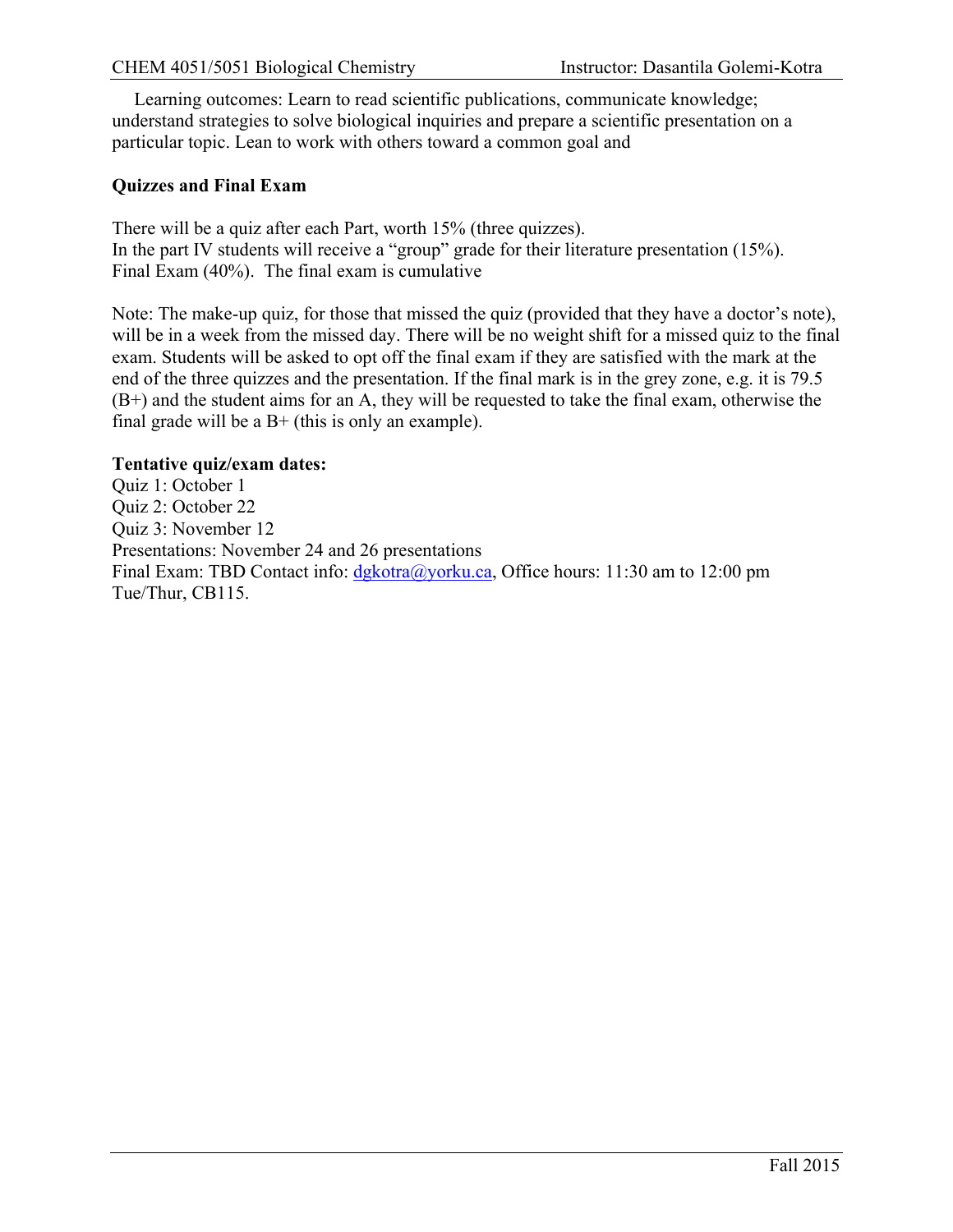Learning outcomes: Learn to read scientific publications, communicate knowledge; understand strategies to solve biological inquiries and prepare a scientific presentation on a particular topic. Lean to work with others toward a common goal and

**Quizzes and Final Exam**

There will be a quiz after each Part, worth 15% (three quizzes).
In the part IV students will receive a "group" grade for their literature presentation (15%).
Final Exam (40%). The final exam is cumulative

Note: The make-up quiz, for those that missed the quiz (provided that they have a doctor's note), will be in a week from the missed day. There will be no weight shift for a missed quiz to the final exam. Students will be asked to opt off the final exam if they are satisfied with the mark at the end of the three quizzes and the presentation. If the final mark is in the grey zone, e.g. it is 79.5 (B+) and the student aims for an A, they will be requested to take the final exam, otherwise the final grade will be a B+ (this is only an example).

**Tentative quiz/exam dates:**
Quiz 1: October 1
Quiz 2: October 22
Quiz 3: November 12
Presentations: November 24 and 26 presentations
Final Exam: TBD Contact info: dgkotra@yorku.ca, Office hours: 11:30 am to 12:00 pm Tue/Thur, CB115.